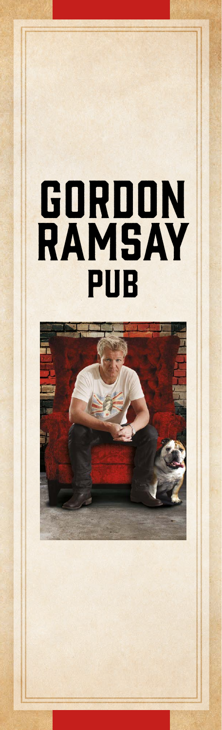# GORDON RAMSAY PUB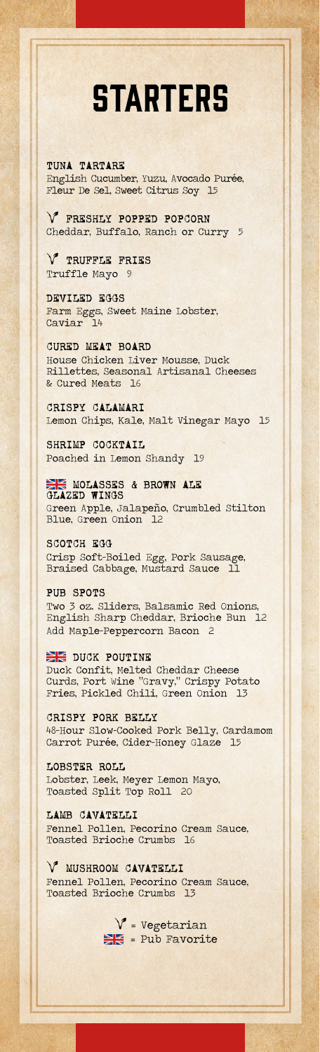# STARTERS

**TUNA TARTARE**
English Cucumber, Yuzu, Avocado Purée, Fleur De Sel, Sweet Citrus Soy 15

**V FRESHLY POPPED POPCORN**
Cheddar, Buffalo, Ranch or Curry 5

**V TRUFFLE FRIES**
Truffle Mayo 9

**DEVILED EGGS**
Farm Eggs, Sweet Maine Lobster, Caviar 14

**CURED MEAT BOARD**
House Chicken Liver Mousse, Duck Rillettes, Seasonal Artisanal Cheeses & Cured Meats 16

**CRISPY CALAMARI**
Lemon Chips, Kale, Malt Vinegar Mayo 15

**SHRIMP COCKTAIL**
Poached in Lemon Shandy 19

**🇬🇧 MOLASSES & BROWN ALE GLAZED WINGS**
Green Apple, Jalapeño, Crumbled Stilton Blue, Green Onion 12

**SCOTCH EGG**
Crisp Soft-Boiled Egg, Pork Sausage, Braised Cabbage, Mustard Sauce 11

**PUB SPOTS**
Two 3 oz. Sliders, Balsamic Red Onions, English Sharp Cheddar, Brioche Bun 12
Add Maple-Peppercorn Bacon 2

**🇬🇧 DUCK POUTINE**
Duck Confit, Melted Cheddar Cheese Curds, Port Wine "Gravy," Crispy Potato Fries, Pickled Chili, Green Onion 13

**CRISPY PORK BELLY**
48-Hour Slow-Cooked Pork Belly, Cardamom Carrot Purée, Cider-Honey Glaze 15

**LOBSTER ROLL**
Lobster, Leek, Meyer Lemon Mayo, Toasted Split Top Roll 20

**LAMB CAVATELLI**
Fennel Pollen, Pecorino Cream Sauce, Toasted Brioche Crumbs 16

**V MUSHROOM CAVATELLI**
Fennel Pollen, Pecorino Cream Sauce, Toasted Brioche Crumbs 13

V = Vegetarian
🇬🇧 = Pub Favorite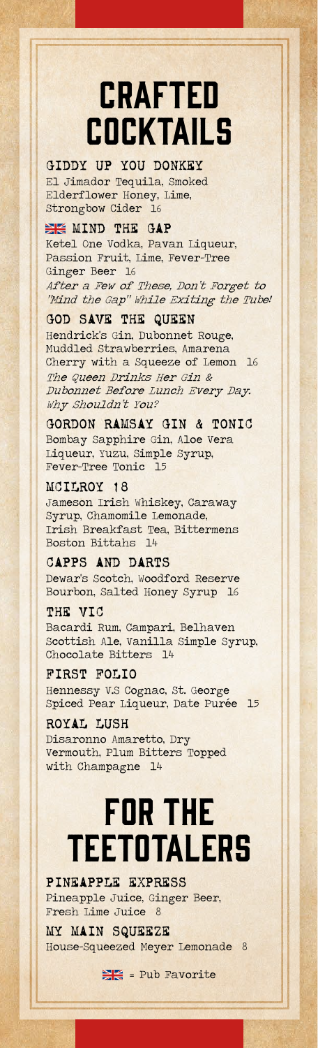# CRAFTED COCKTAILS

### GIDDY UP YOU DONKEY
El Jimador Tequila, Smoked Elderflower Honey, Lime, Strongbow Cider 16

### 🇬🇧 MIND THE GAP
Ketel One Vodka, Pavan Liqueur, Passion Fruit, Lime, Fever-Tree Ginger Beer 16

*After a Few of These, Don't Forget to "Mind the Gap" While Exiting the Tube!*

### GOD SAVE THE QUEEN
Hendrick's Gin, Dubonnet Rouge, Muddled Strawberries, Amarena Cherry with a Squeeze of Lemon 16

*The Queen Drinks Her Gin & Dubonnet Before Lunch Every Day. Why Shouldn't You?*

### GORDON RAMSAY GIN & TONIC
Bombay Sapphire Gin, Aloe Vera Liqueur, Yuzu, Simple Syrup, Fever-Tree Tonic 15

### MCILROY 18
Jameson Irish Whiskey, Caraway Syrup, Chamomile Lemonade, Irish Breakfast Tea, Bittermens Boston Bittahs 14

### CAPPS AND DARTS
Dewar's Scotch, Woodford Reserve Bourbon, Salted Honey Syrup 16

### THE VIC
Bacardi Rum, Campari, Belhaven Scottish Ale, Vanilla Simple Syrup, Chocolate Bitters 14

### FIRST FOLIO
Hennessy V.S Cognac, St. George Spiced Pear Liqueur, Date Purée 15

### ROYAL LUSH
Disaronno Amaretto, Dry Vermouth, Plum Bitters Topped with Champagne 14

# FOR THE TEETOTALERS

### PINEAPPLE EXPRESS
Pineapple Juice, Ginger Beer, Fresh Lime Juice 8

### MY MAIN SQUEEZE
House-Squeezed Meyer Lemonade 8

🇬🇧 = Pub Favorite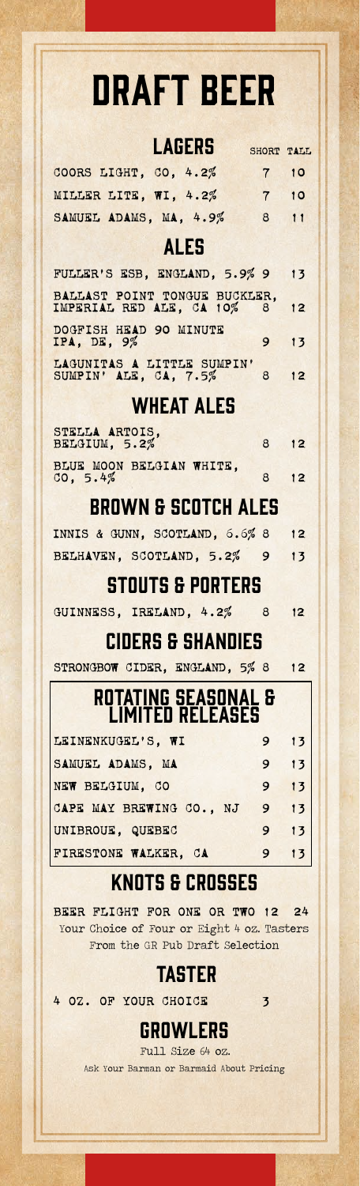# DRAFT BEER

## LAGERS

| | SHORT | TALL |
|---|---|---|
| COORS LIGHT, CO, 4.2% | 7 | 10 |
| MILLER LITE, WI, 4.2% | 7 | 10 |
| SAMUEL ADAMS, MA, 4.9% | 8 | 11 |

## ALES

| | | |
|---|---|---|
| FULLER'S ESB, ENGLAND, 5.9% | 9 | 13 |
| BALLAST POINT TONGUE BUCKLER, IMPERIAL RED ALE, CA 10% | 8 | 12 |
| DOGFISH HEAD 90 MINUTE IPA, DE, 9% | 9 | 13 |
| LAGUNITAS A LITTLE SUMPIN' SUMPIN' ALE, CA, 7.5% | 8 | 12 |

## WHEAT ALES

| | | |
|---|---|---|
| STELLA ARTOIS, BELGIUM, 5.2% | 8 | 12 |
| BLUE MOON BELGIAN WHITE, CO, 5.4% | 8 | 12 |

## BROWN & SCOTCH ALES

| | | |
|---|---|---|
| INNIS & GUNN, SCOTLAND, 6.6% | 8 | 12 |
| BELHAVEN, SCOTLAND, 5.2% | 9 | 13 |

## STOUTS & PORTERS

| | | |
|---|---|---|
| GUINNESS, IRELAND, 4.2% | 8 | 12 |

## CIDERS & SHANDIES

| | | |
|---|---|---|
| STRONGBOW CIDER, ENGLAND, 5% | 8 | 12 |

## ROTATING SEASONAL & LIMITED RELEASES

| | | |
|---|---|---|
| LEINENKUGEL'S, WI | 9 | 13 |
| SAMUEL ADAMS, MA | 9 | 13 |
| NEW BELGIUM, CO | 9 | 13 |
| CAPE MAY BREWING CO., NJ | 9 | 13 |
| UNIBROUE, QUEBEC | 9 | 13 |
| FIRESTONE WALKER, CA | 9 | 13 |

## KNOTS & CROSSES

BEER FLIGHT FOR ONE OR TWO 12 24

Your Choice of Four or Eight 4 oz. Tasters From the GR Pub Draft Selection

## TASTER

4 OZ. OF YOUR CHOICE 3

## GROWLERS

Full Size 64 oz.

Ask Your Barman or Barmaid About Pricing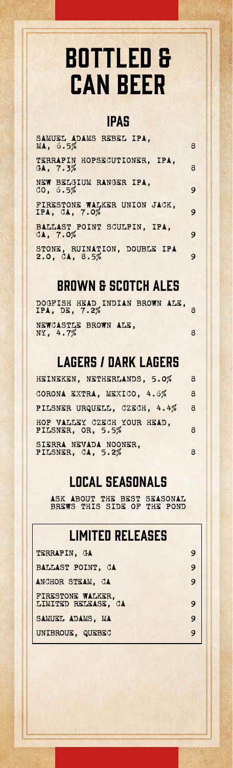# BOTTLED & CAN BEER

## IPAS

| | |
|---|---|
| SAMUEL ADAMS REBEL IPA, MA, 6.5% | 8 |
| TERRAPIN HOPSECUTIONER, IPA, GA, 7.3% | 8 |
| NEW BELGIUM RANGER IPA, CO, 6.5% | 9 |
| FIRESTONE WALKER UNION JACK, IPA, CA, 7.0% | 9 |
| BALLAST POINT SCULPIN, IPA, CA, 7.0% | 9 |
| STONE, RUINATION, DOUBLE IPA 2.0, CA, 8.5% | 9 |

## BROWN & SCOTCH ALES

| | |
|---|---|
| DOGFISH HEAD INDIAN BROWN ALE, IPA, DE, 7.2% | 8 |
| NEWCASTLE BROWN ALE, NY, 4.7% | 8 |

## LAGERS / DARK LAGERS

| | |
|---|---|
| HEINEKEN, NETHERLANDS, 5.0% | 8 |
| CORONA EXTRA, MEXICO, 4.6% | 8 |
| PILSNER URQUELL, CZECH, 4.4% | 8 |
| HOP VALLEY CZECH YOUR HEAD, PILSNER, OR, 5.5% | 8 |
| SIERRA NEVADA NOONER, PILSNER, CA, 5.2% | 8 |

## LOCAL SEASONALS

ASK ABOUT THE BEST SEASONAL BREWS THIS SIDE OF THE POND

## LIMITED RELEASES

| | |
|---|---|
| TERRAPIN, GA | 9 |
| BALLAST POINT, CA | 9 |
| ANCHOR STEAM, CA | 9 |
| FIRESTONE WALKER, LIMITED RELEASE, CA | 9 |
| SAMUEL ADAMS, MA | 9 |
| UNIBROUE, QUEBEC | 9 |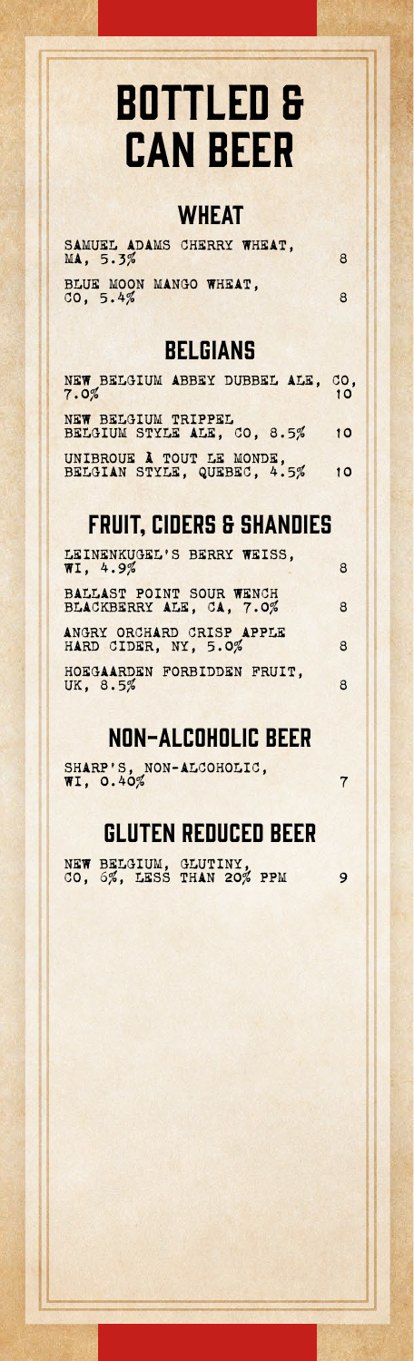# BOTTLED & CAN BEER

## WHEAT

SAMUEL ADAMS CHERRY WHEAT, MA, 5.3% — 8

BLUE MOON MANGO WHEAT, CO, 5.4% — 8

## BELGIANS

NEW BELGIUM ABBEY DUBBEL ALE, CO, 7.0% — 10

NEW BELGIUM TRIPPEL BELGIUM STYLE ALE, CO, 8.5% — 10

UNIBROUE À TOUT LE MONDE, BELGIAN STYLE, QUEBEC, 4.5% — 10

## FRUIT, CIDERS & SHANDIES

LEINENKUGEL'S BERRY WEISS, WI, 4.9% — 8

BALLAST POINT SOUR WENCH BLACKBERRY ALE, CA, 7.0% — 8

ANGRY ORCHARD CRISP APPLE HARD CIDER, NY, 5.0% — 8

HOEGAARDEN FORBIDDEN FRUIT, UK, 8.5% — 8

## NON-ALCOHOLIC BEER

SHARP'S, NON-ALCOHOLIC, WI, 0.40% — 7

## GLUTEN REDUCED BEER

NEW BELGIUM, GLUTINY, CO, 6%, LESS THAN 20% PPM — 9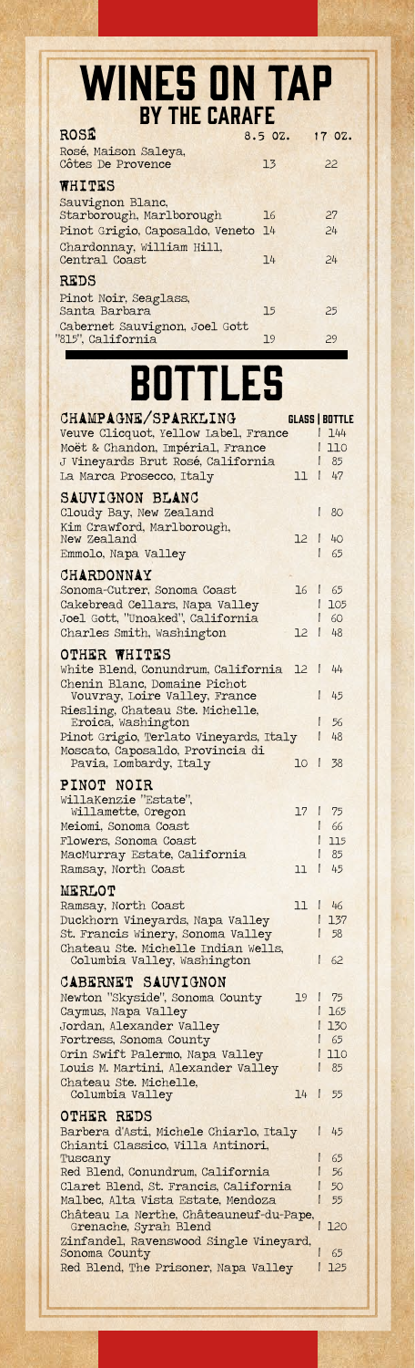# WINES ON TAP

## BY THE CARAFE

| ROSÉ | 8.5 OZ. | 17 OZ. |
|---|---|---|
| Rosé, Maison Saleya, Côtes De Provence | 13 | 22 |
| **WHITES** | | |
| Sauvignon Blanc, Starborough, Marlborough | 16 | 27 |
| Pinot Grigio, Caposaldo, Veneto | 14 | 24 |
| Chardonnay, William Hill, Central Coast | 14 | 24 |
| **REDS** | | |
| Pinot Noir, Seaglass, Santa Barbara | 15 | 25 |
| Cabernet Sauvignon, Joel Gott "815", California | 19 | 29 |

# BOTTLES

| CHAMPAGNE/SPARKLING | GLASS | BOTTLE |
|---|---|---|
| Veuve Clicquot, Yellow Label, France | | 144 |
| Moët & Chandon, Impérial, France | | 110 |
| J Vineyards Brut Rosé, California | | 85 |
| La Marca Prosecco, Italy | 11 | 47 |
| **SAUVIGNON BLANC** | | |
| Cloudy Bay, New Zealand | | 80 |
| Kim Crawford, Marlborough, New Zealand | 12 | 40 |
| Emmolo, Napa Valley | | 65 |
| **CHARDONNAY** | | |
| Sonoma-Cutrer, Sonoma Coast | 16 | 65 |
| Cakebread Cellars, Napa Valley | | 105 |
| Joel Gott, "Unoaked", California | | 60 |
| Charles Smith, Washington | 12 | 48 |
| **OTHER WHITES** | | |
| White Blend, Conundrum, California | 12 | 44 |
| Chenin Blanc, Domaine Pichot Vouvray, Loire Valley, France | | 45 |
| Riesling, Chateau Ste. Michelle, Eroica, Washington | | 56 |
| Pinot Grigio, Terlato Vineyards, Italy | | 48 |
| Moscato, Caposaldo, Provincia di Pavia, Lombardy, Italy | 10 | 38 |
| **PINOT NOIR** | | |
| WillaKenzie "Estate", Willamette, Oregon | 17 | 75 |
| Meiomi, Sonoma Coast | | 66 |
| Flowers, Sonoma Coast | | 115 |
| MacMurray Estate, California | | 85 |
| Ramsay, North Coast | 11 | 45 |
| **MERLOT** | | |
| Ramsay, North Coast | 11 | 46 |
| Duckhorn Vineyards, Napa Valley | | 137 |
| St. Francis Winery, Sonoma Valley | | 58 |
| Chateau Ste. Michelle Indian Wells, Columbia Valley, Washington | | 62 |
| **CABERNET SAUVIGNON** | | |
| Newton "Skyside", Sonoma County | 19 | 75 |
| Caymus, Napa Valley | | 165 |
| Jordan, Alexander Valley | | 130 |
| Fortress, Sonoma County | | 65 |
| Orin Swift Palermo, Napa Valley | | 110 |
| Louis M. Martini, Alexander Valley | | 85 |
| Chateau Ste. Michelle, Columbia Valley | 14 | 55 |
| **OTHER REDS** | | |
| Barbera d'Asti, Michele Chiarlo, Italy | | 45 |
| Chianti Classico, Villa Antinori, Tuscany | | 65 |
| Red Blend, Conundrum, California | | 56 |
| Claret Blend, St. Francis, California | | 50 |
| Malbec, Alta Vista Estate, Mendoza | | 55 |
| Château La Nerthe, Châteauneuf-du-Pape, Grenache, Syrah Blend | | 120 |
| Zinfandel, Ravenswood Single Vineyard, Sonoma County | | 65 |
| Red Blend, The Prisoner, Napa Valley | | 125 |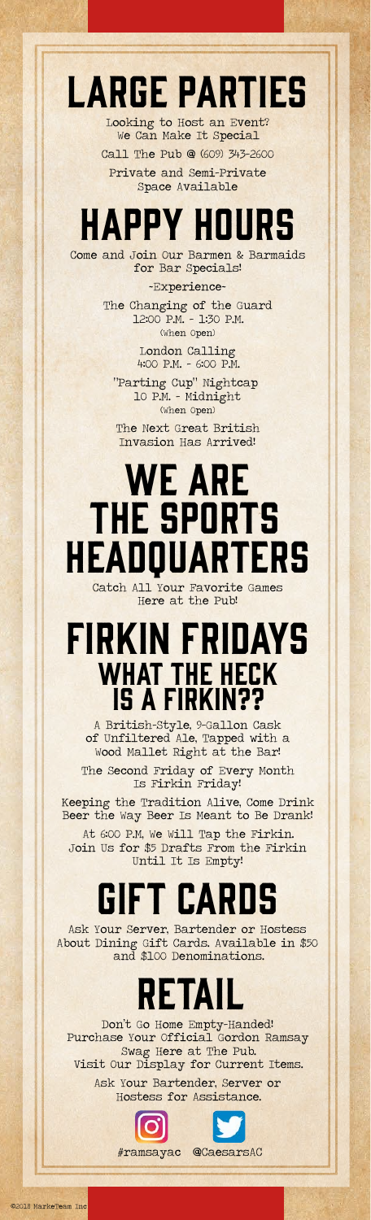# LARGE PARTIES

Looking to Host an Event? We Can Make It Special

Call The Pub @ (609) 343-2600

Private and Semi-Private Space Available

# HAPPY HOURS

Come and Join Our Barmen & Barmaids for Bar Specials!

-Experience-

The Changing of the Guard
12:00 P.M. - 1:30 P.M.
(When Open)

London Calling
4:00 P.M. - 6:00 P.M.

"Parting Cup" Nightcap
10 P.M. - Midnight
(When Open)

The Next Great British Invasion Has Arrived!

# WE ARE THE SPORTS HEADQUARTERS

Catch All Your Favorite Games Here at the Pub!

# FIRKIN FRIDAYS

## WHAT THE HECK IS A FIRKIN??

A British-Style, 9-Gallon Cask of Unfiltered Ale, Tapped with a Wood Mallet Right at the Bar!

The Second Friday of Every Month Is Firkin Friday!

Keeping the Tradition Alive, Come Drink Beer the Way Beer Is Meant to Be Drank!

At 6:00 P.M, We Will Tap the Firkin. Join Us for $5 Drafts From the Firkin Until It Is Empty!

# GIFT CARDS

Ask Your Server, Bartender or Hostess About Dining Gift Cards. Available in $50 and $100 Denominations.

# RETAIL

Don't Go Home Empty-Handed! Purchase Your Official Gordon Ramsay Swag Here at The Pub. Visit Our Display for Current Items.

Ask Your Bartender, Server or Hostess for Assistance.

#ramsayac @CaesarsAC

©2018 MarkeTeam Inc